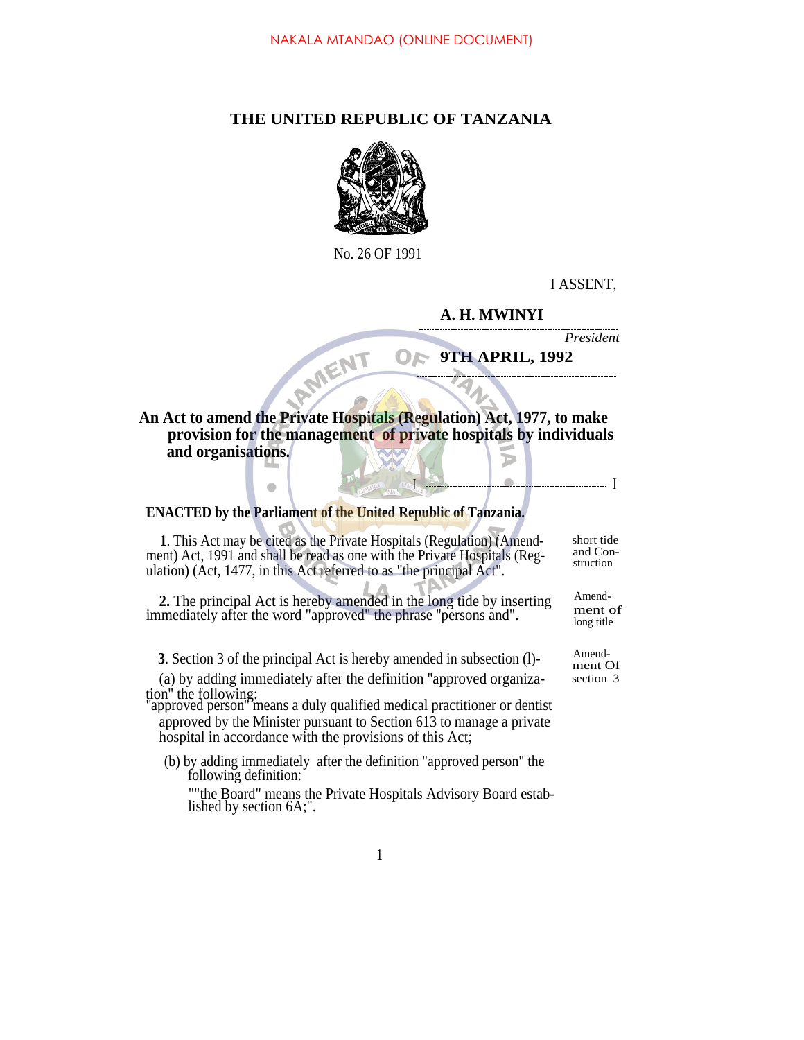NAKALA MTANDAO (ONLINE DOCUMENT)

# THE UNITED REPUBLIC OF TANZANIA

No. 26 OF 1991

I ASSENT,

**A. H. MWINYI**

*President*

**9TH APRIL, 1992**

**An Act to amend the Private Hospitals (Regulation) Act, 1977, to make provision for the management of private hospitals by individuals and organisations.**

**ENACTED by the Parliament of the United Republic of Tanzania.**

*short tide and Construction*

**1**. This Act may be cited as the Private Hospitals (Regulation) (Amendment) Act, 1991 and shall be read as one with the Private Hospitals (Regulation) (Act, 1477, in this Act referred to as "the principal Act".

*Amendment of long title*

**2.** The principal Act is hereby amended in the long tide by inserting immediately after the word "approved" the phrase "persons and".

*Amendment Of section 3*

**3**. Section 3 of the principal Act is hereby amended in subsection (l)-

(a) by adding immediately after the definition "approved organization" the following:

"approved person" means a duly qualified medical practitioner or dentist approved by the Minister pursuant to Section 613 to manage a private hospital in accordance with the provisions of this Act;

(b) by adding immediately after the definition "approved person" the following definition:

""the Board" means the Private Hospitals Advisory Board established by section 6A;".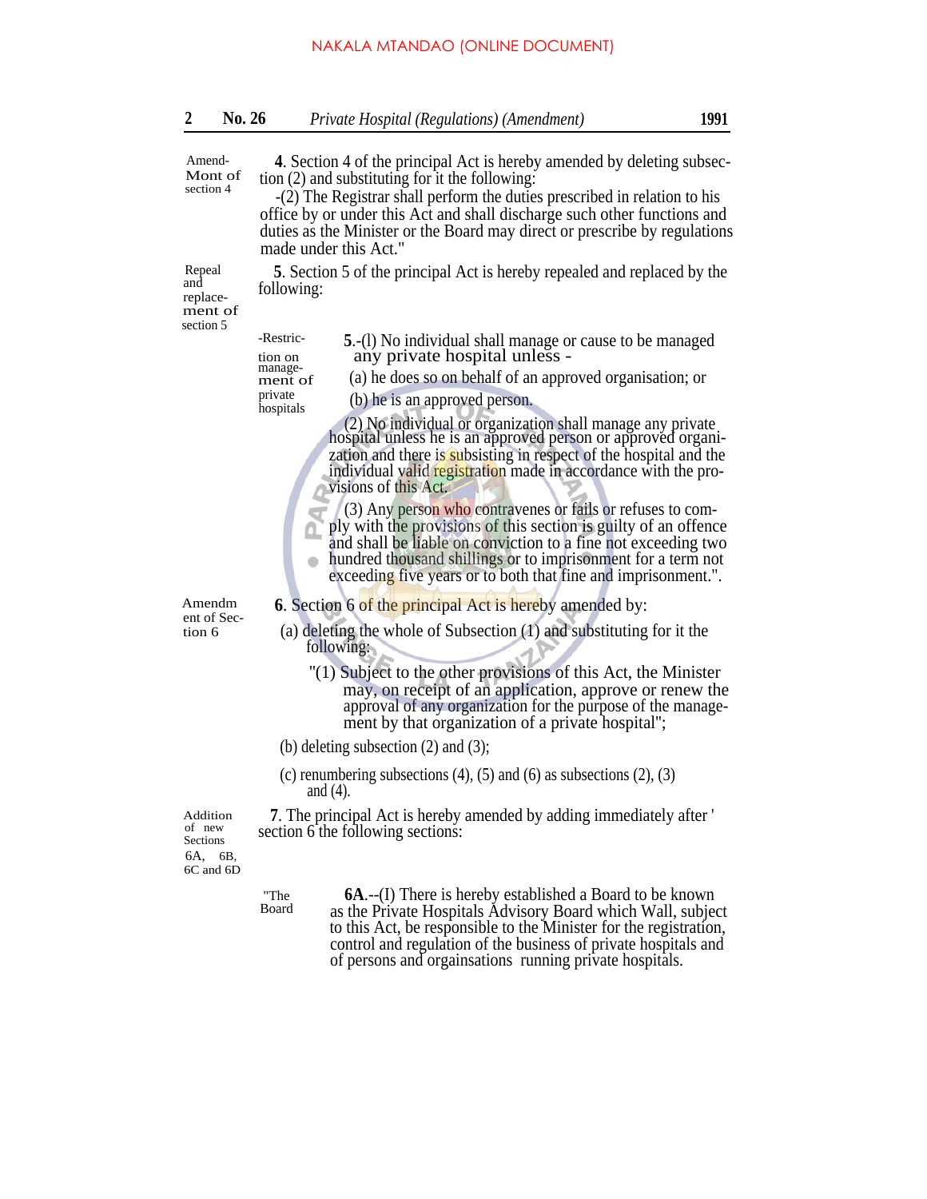*Amendment of section 4*

**4**. Section 4 of the principal Act is hereby amended by deleting subsection (2) and substituting for it the following:

-(2) The Registrar shall perform the duties prescribed in relation to his office by or under this Act and shall discharge such other functions and duties as the Minister or the Board may direct or prescribe by regulations made under this Act."

*Repeal and replacement of section 5*

**5**. Section 5 of the principal Act is hereby repealed and replaced by the following:

*-Restriction on management of private hospitals*

**5**.-(l) No individual shall manage or cause to be managed any private hospital unless -

(a) he does so on behalf of an approved organisation; or

(b) he is an approved person.

(2) No individual or organization shall manage any private hospital unless he is an approved person or approved organization and there is subsisting in respect of the hospital and the individual valid registration made in accordance with the provisions of this Act.

(3) Any person who contravenes or fails or refuses to comply with the provisions of this section is guilty of an offence and shall be liable on conviction to a fine not exceeding two hundred thousand shillings or to imprisonment for a term not exceeding five years or to both that fine and imprisonment.".

*Amendment of Section 6*

**6**. Section 6 of the principal Act is hereby amended by:

(a) deleting the whole of Subsection (1) and substituting for it the following:

"(1) Subject to the other provisions of this Act, the Minister may, on receipt of an application, approve or renew the approval of any organization for the purpose of the management by that organization of a private hospital";

(b) deleting subsection (2) and (3);

(c) renumbering subsections (4), (5) and (6) as subsections (2), (3) and (4).

*Addition of new Sections 6A, 6B, 6C and 6D*

**7**. The principal Act is hereby amended by adding immediately after ' section 6 the following sections:

*"The Board*

**6A**.--(I) There is hereby established a Board to be known as the Private Hospitals Advisory Board which Wall, subject to this Act, be responsible to the Minister for the registration, control and regulation of the business of private hospitals and of persons and orgainsations running private hospitals.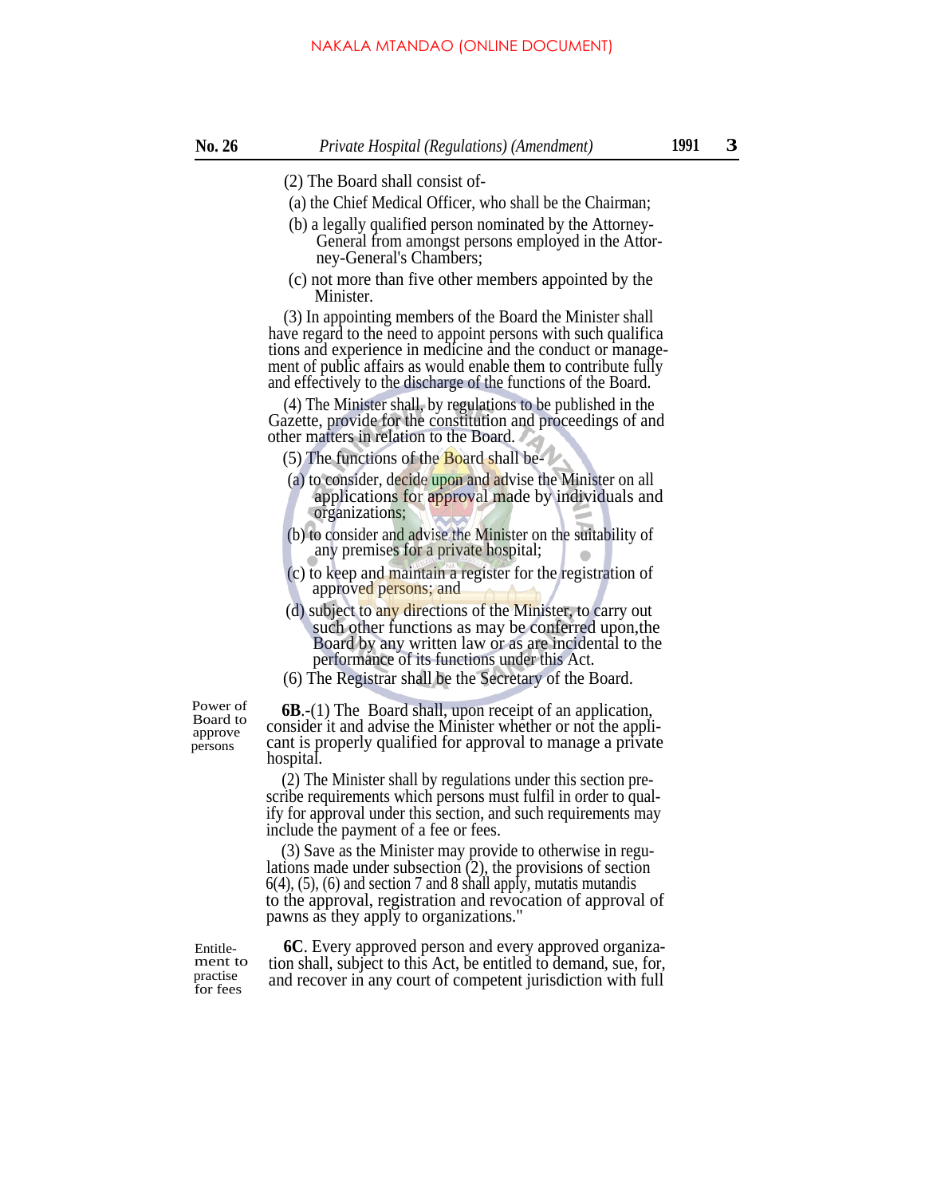(2) The Board shall consist of-

(a) the Chief Medical Officer, who shall be the Chairman;

(b) a legally qualified person nominated by the Attorney-General from amongst persons employed in the Attorney-General's Chambers;

(c) not more than five other members appointed by the Minister.

(3) In appointing members of the Board the Minister shall have regard to the need to appoint persons with such qualifica tions and experience in medicine and the conduct or management of public affairs as would enable them to contribute fully and effectively to the discharge of the functions of the Board.

(4) The Minister shall, by regulations to be published in the Gazette, provide for the constitution and proceedings of and other matters in relation to the Board.

(5) The functions of the Board shall be-

(a) to consider, decide upon and advise the Minister on all applications for approval made by individuals and organizations;

(b) to consider and advise the Minister on the suitability of any premises for a private hospital;

(c) to keep and maintain a register for the registration of approved persons; and

(d) subject to any directions of the Minister, to carry out such other functions as may be conferred upon,the Board by any written law or as are incidental to the performance of its functions under this Act.

(6) The Registrar shall be the Secretary of the Board.

*Power of Board to approve persons*

**6B**.-(1) The Board shall, upon receipt of an application, consider it and advise the Minister whether or not the applicant is properly qualified for approval to manage a private hospital.

(2) The Minister shall by regulations under this section prescribe requirements which persons must fulfil in order to qualify for approval under this section, and such requirements may include the payment of a fee or fees.

(3) Save as the Minister may provide to otherwise in regulations made under subsection (2), the provisions of section 6(4), (5), (6) and section 7 and 8 shall apply, mutatis mutandis to the approval, registration and revocation of approval of pawns as they apply to organizations."

*Entitlement to practise for fees*

**6C**. Every approved person and every approved organization shall, subject to this Act, be entitled to demand, sue, for, and recover in any court of competent jurisdiction with full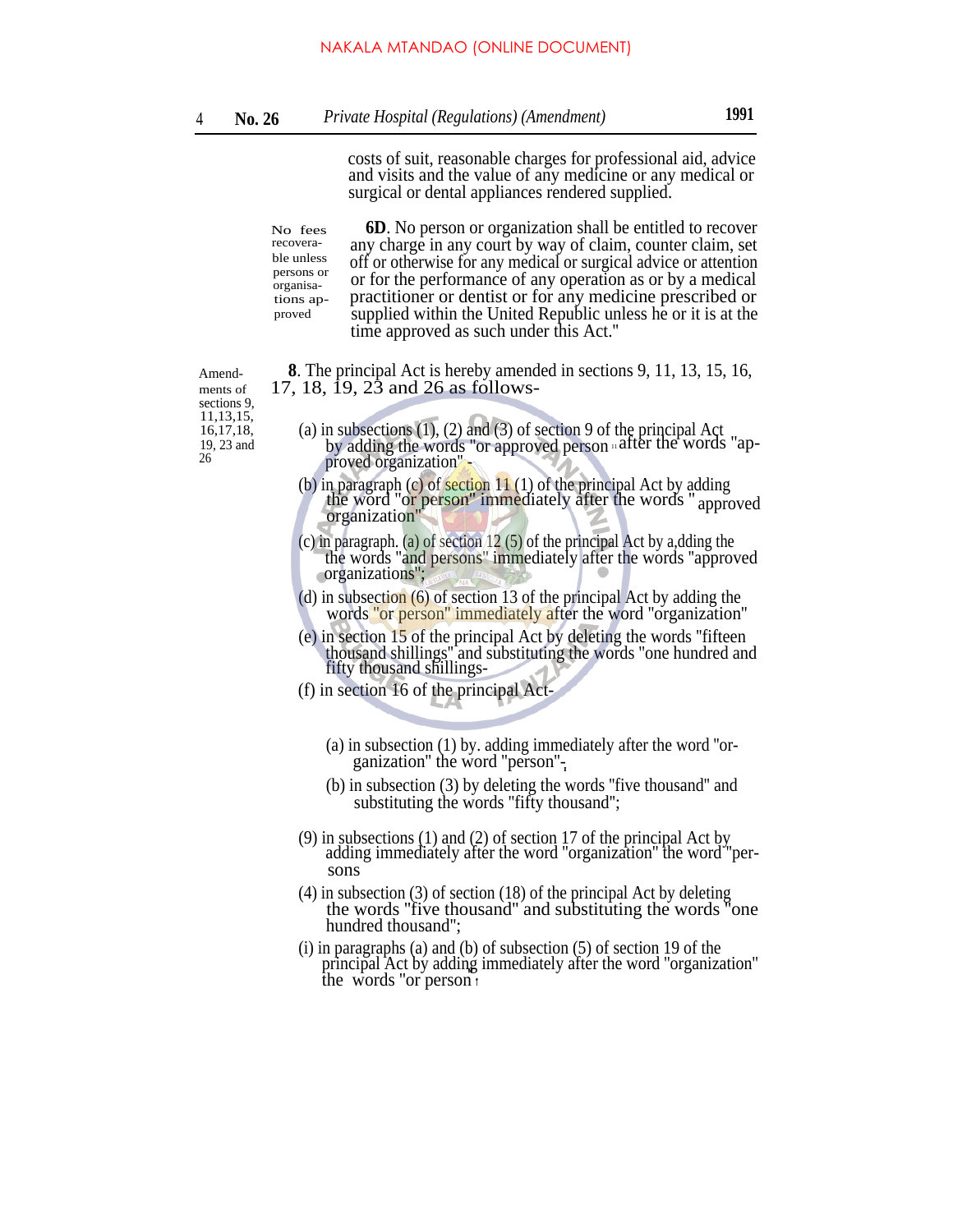NAKALA MTANDAO (ONLINE DOCUMENT)

costs of suit, reasonable charges for professional aid, advice and visits and the value of any medicine or any medical or surgical or dental appliances rendered supplied.

No fees recoverable unless persons or organisations approved

**6D**. No person or organization shall be entitled to recover any charge in any court by way of claim, counter claim, set off or otherwise for any medical or surgical advice or attention or for the performance of any operation as or by a medical practitioner or dentist or for any medicine prescribed or supplied within the United Republic unless he or it is at the time approved as such under this Act."

Amendments of sections 9, 11,13,15, 16,17,18, 19, 23 and 26

**8**. The principal Act is hereby amended in sections 9, 11, 13, 15, 16, 17, 18, 19, 23 and 26 as follows-

(a) in subsections (1), (2) and (3) of section 9 of the principal Act by adding the words "or approved person " after the words "approved organization";

(b) in paragraph (c) of section 11 (1) of the principal Act by adding the word "or person" immediately after the words " approved organization";

(c) in paragraph. (a) of section 12 (5) of the principal Act by a,dding the the words "and persons" immediately after the words "approved organizations";

(d) in subsection (6) of section 13 of the principal Act by adding the words "or person" immediately after the word "organization"

(e) in section 15 of the principal Act by deleting the words "fifteen thousand shillings" and substituting the words "one hundred and fifty thousand shillings-

(f) in section 16 of the principal Act-

(a) in subsection (1) by. adding immediately after the word "organization" the word "person";

(b) in subsection (3) by deleting the words "five thousand" and substituting the words "fifty thousand";

(9) in subsections (1) and (2) of section 17 of the principal Act by adding immediately after the word "organization" the word "persons

(4) in subsection (3) of section (18) of the principal Act by deleting the words "five thousand" and substituting the words "one hundred thousand";

(i) in paragraphs (a) and (b) of subsection (5) of section 19 of the principal Act by adding immediately after the word "organization" the words "or person"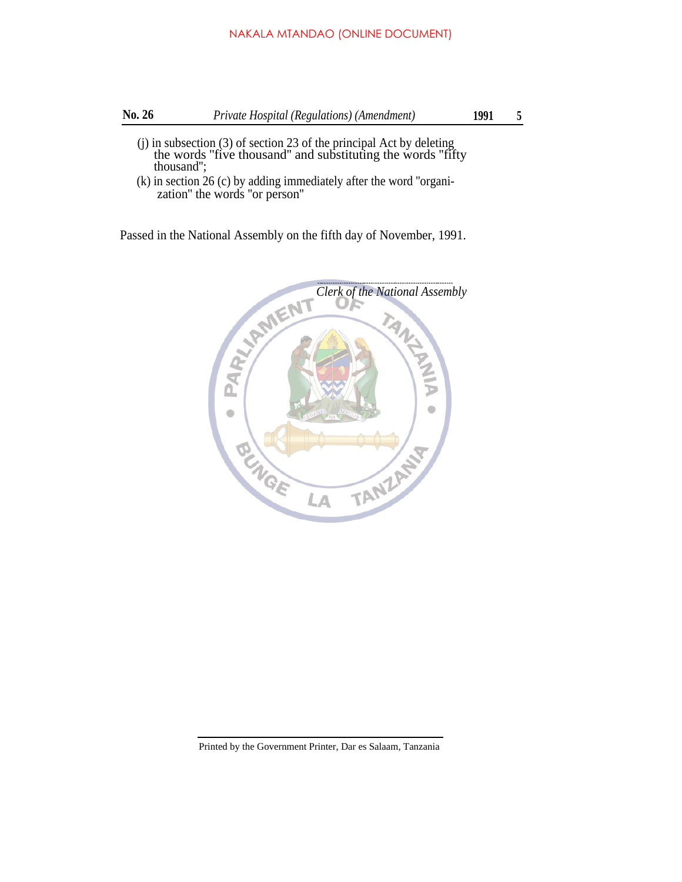(j) in subsection (3) of section 23 of the principal Act by deleting the words "five thousand" and substituting the words "fifty thousand";

(k) in section 26 (c) by adding immediately after the word "organization" the words "or person"

Passed in the National Assembly on the fifth day of November, 1991.

..................................................

*Clerk of the National Assembly*

Printed by the Government Printer, Dar es Salaam, Tanzania